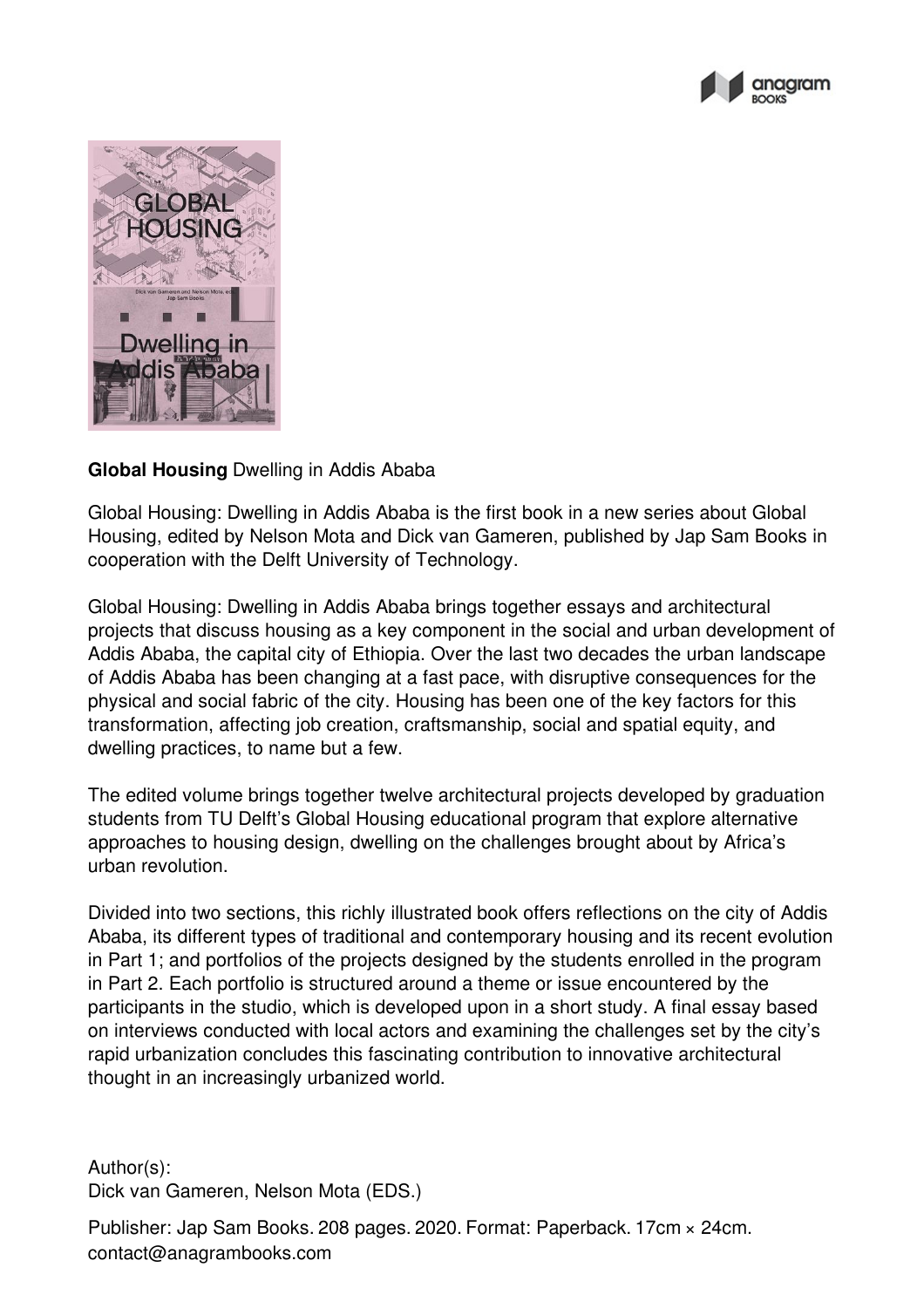**Global Housing** Dwelling in Addis Ababa

Global Housing: Dwelling in Addis Ababa is the first book in a new series about Global Housing, edited by Nelson Mota and Dick van Gameren, published by Jap Sam Books in cooperation with the Delft University of Technology.

Global Housing: Dwelling in Addis Ababa brings together essays and architectural projects that discuss housing as a key component in the social and urban development of Addis Ababa, the capital city of Ethiopia. Over the last two decades the urban landscape of Addis Ababa has been changing at a fast pace, with disruptive consequences for the physical and social fabric of the city. Housing has been one of the key factors for this transformation, affecting job creation, craftsmanship, social and spatial equity, and dwelling practices, to name but a few.

The edited volume brings together twelve architectural projects developed by graduation students from TU Delft's Global Housing educational program that explore alternative approaches to housing design, dwelling on the challenges brought about by Africa's urban revolution.

Divided into two sections, this richly illustrated book offers reflections on the city of Addis Ababa, its different types of traditional and contemporary housing and its recent evolution in Part 1; and portfolios of the projects designed by the students enrolled in the program in Part 2. Each portfolio is structured around a theme or issue encountered by the participants in the studio, which is developed upon in a short study. A final essay based on interviews conducted with local actors and examining the challenges set by the city's rapid urbanization concludes this fascinating contribution to innovative architectural thought in an increasingly urbanized world.

Author(s):
Dick van Gameren, Nelson Mota (EDS.)

Publisher: Jap Sam Books. 208 pages. 2020. Format: Paperback. 17cm × 24cm.
contact@anagrambooks.com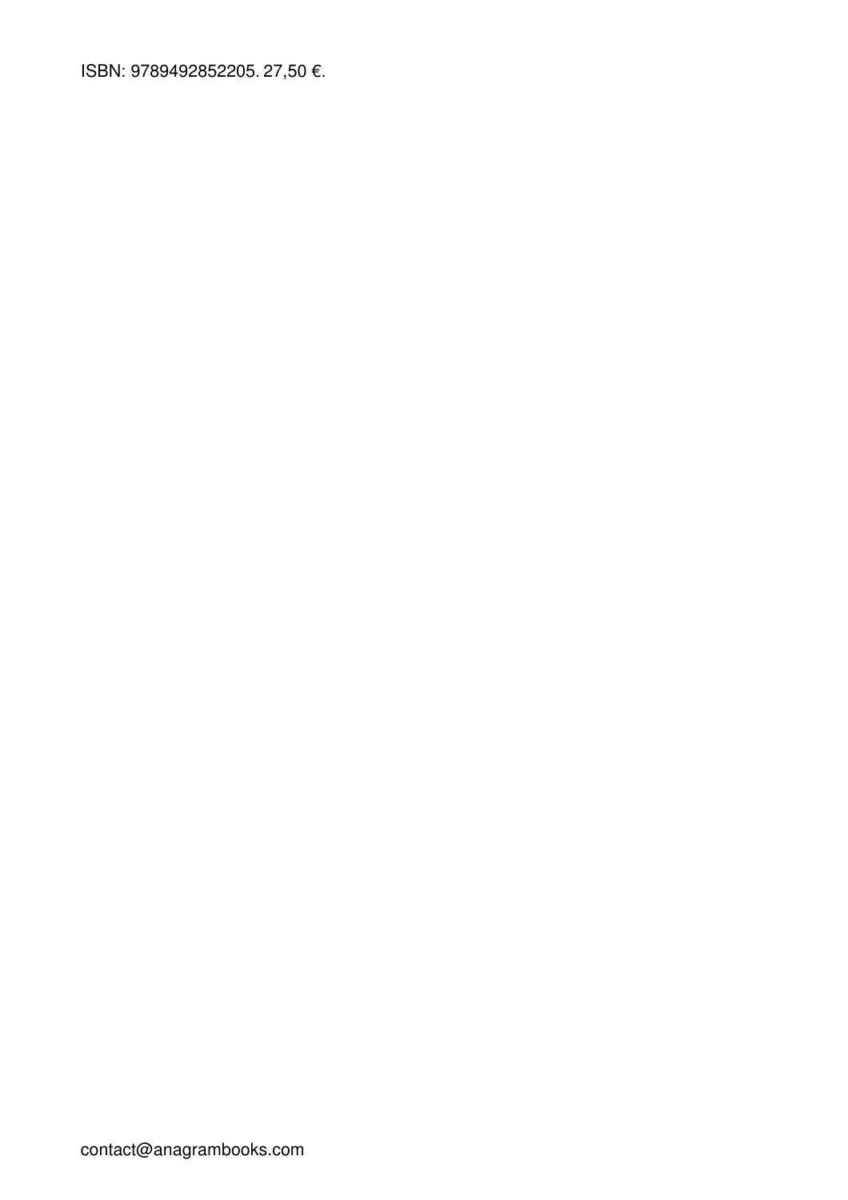ISBN: 9789492852205. 27,50 €.

contact@anagrambooks.com